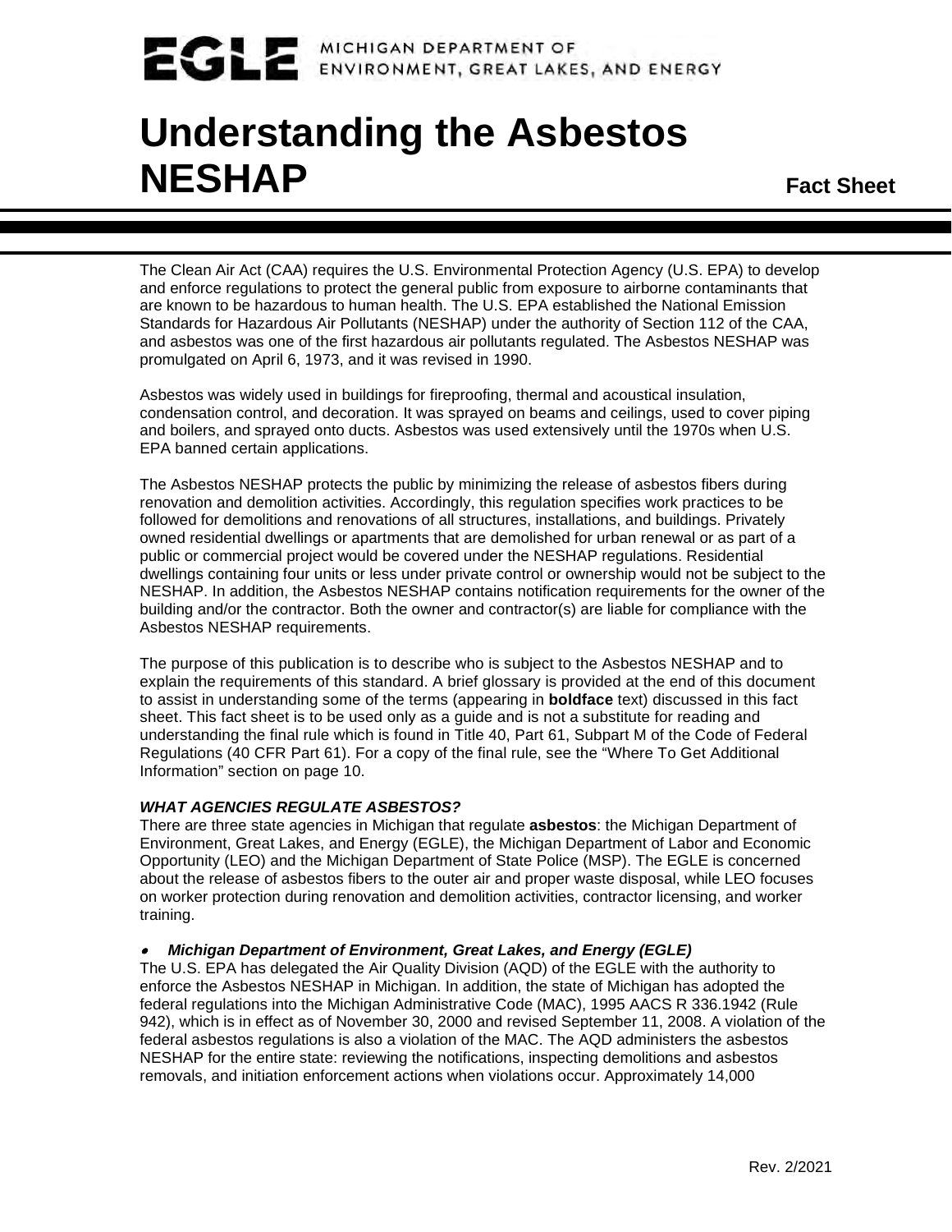EGLE MICHIGAN DEPARTMENT OF ENVIRONMENT, GREAT LAKES, AND ENERGY

# Understanding the Asbestos NESHAP

**Fact Sheet**

The Clean Air Act (CAA) requires the U.S. Environmental Protection Agency (U.S. EPA) to develop and enforce regulations to protect the general public from exposure to airborne contaminants that are known to be hazardous to human health. The U.S. EPA established the National Emission Standards for Hazardous Air Pollutants (NESHAP) under the authority of Section 112 of the CAA, and asbestos was one of the first hazardous air pollutants regulated. The Asbestos NESHAP was promulgated on April 6, 1973, and it was revised in 1990.

Asbestos was widely used in buildings for fireproofing, thermal and acoustical insulation, condensation control, and decoration. It was sprayed on beams and ceilings, used to cover piping and boilers, and sprayed onto ducts. Asbestos was used extensively until the 1970s when U.S. EPA banned certain applications.

The Asbestos NESHAP protects the public by minimizing the release of asbestos fibers during renovation and demolition activities. Accordingly, this regulation specifies work practices to be followed for demolitions and renovations of all structures, installations, and buildings. Privately owned residential dwellings or apartments that are demolished for urban renewal or as part of a public or commercial project would be covered under the NESHAP regulations. Residential dwellings containing four units or less under private control or ownership would not be subject to the NESHAP. In addition, the Asbestos NESHAP contains notification requirements for the owner of the building and/or the contractor. Both the owner and contractor(s) are liable for compliance with the Asbestos NESHAP requirements.

The purpose of this publication is to describe who is subject to the Asbestos NESHAP and to explain the requirements of this standard. A brief glossary is provided at the end of this document to assist in understanding some of the terms (appearing in **boldface** text) discussed in this fact sheet. This fact sheet is to be used only as a guide and is not a substitute for reading and understanding the final rule which is found in Title 40, Part 61, Subpart M of the Code of Federal Regulations (40 CFR Part 61). For a copy of the final rule, see the "Where To Get Additional Information" section on page 10.

### *WHAT AGENCIES REGULATE ASBESTOS?*

There are three state agencies in Michigan that regulate **asbestos**: the Michigan Department of Environment, Great Lakes, and Energy (EGLE), the Michigan Department of Labor and Economic Opportunity (LEO) and the Michigan Department of State Police (MSP). The EGLE is concerned about the release of asbestos fibers to the outer air and proper waste disposal, while LEO focuses on worker protection during renovation and demolition activities, contractor licensing, and worker training.

- ***Michigan Department of Environment, Great Lakes, and Energy (EGLE)***

The U.S. EPA has delegated the Air Quality Division (AQD) of the EGLE with the authority to enforce the Asbestos NESHAP in Michigan. In addition, the state of Michigan has adopted the federal regulations into the Michigan Administrative Code (MAC), 1995 AACS R 336.1942 (Rule 942), which is in effect as of November 30, 2000 and revised September 11, 2008. A violation of the federal asbestos regulations is also a violation of the MAC. The AQD administers the asbestos NESHAP for the entire state: reviewing the notifications, inspecting demolitions and asbestos removals, and initiation enforcement actions when violations occur. Approximately 14,000

Rev. 2/2021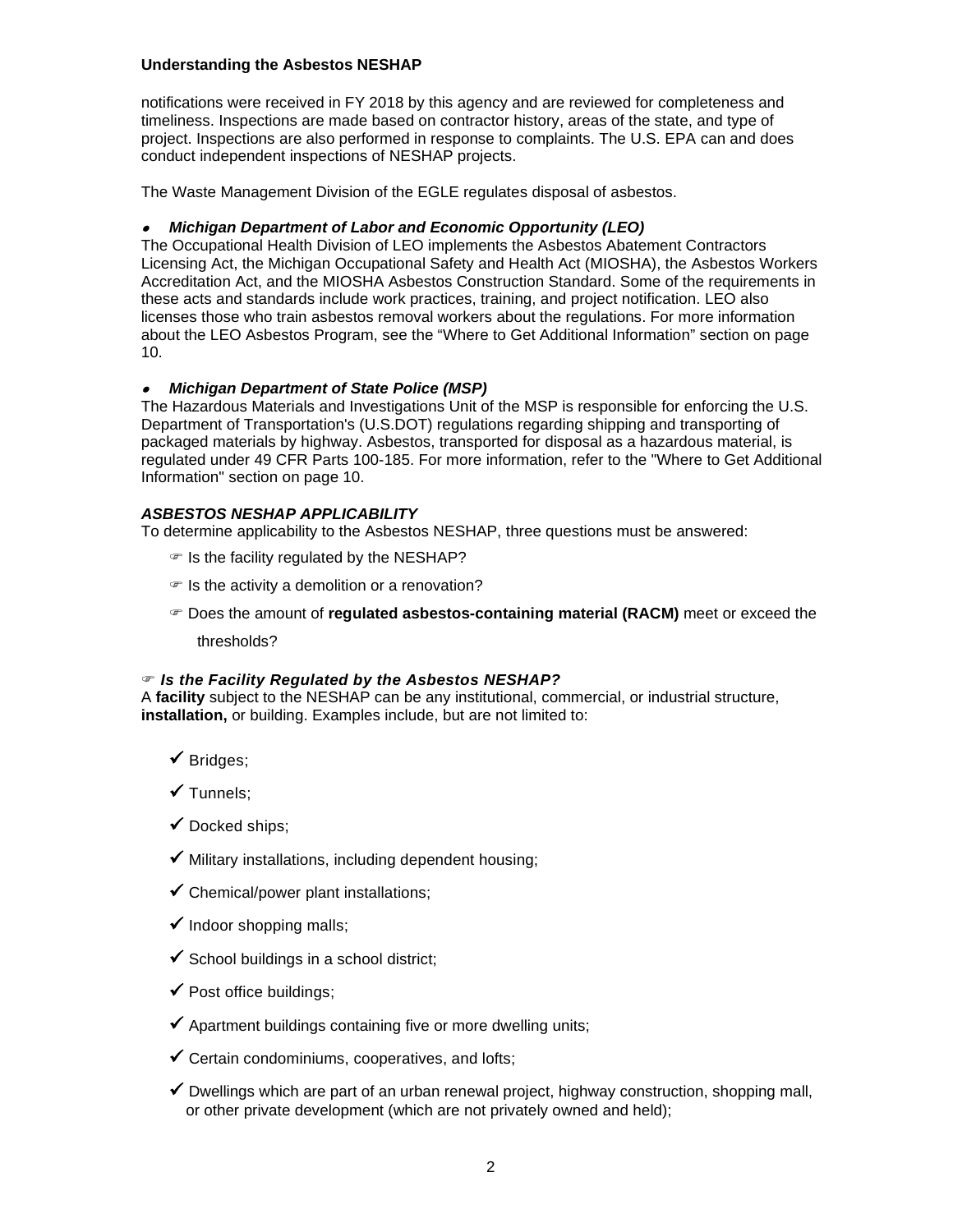notifications were received in FY 2018 by this agency and are reviewed for completeness and timeliness. Inspections are made based on contractor history, areas of the state, and type of project. Inspections are also performed in response to complaints. The U.S. EPA can and does conduct independent inspections of NESHAP projects.

The Waste Management Division of the EGLE regulates disposal of asbestos.

- ***Michigan Department of Labor and Economic Opportunity (LEO)***

The Occupational Health Division of LEO implements the Asbestos Abatement Contractors Licensing Act, the Michigan Occupational Safety and Health Act (MIOSHA), the Asbestos Workers Accreditation Act, and the MIOSHA Asbestos Construction Standard. Some of the requirements in these acts and standards include work practices, training, and project notification. LEO also licenses those who train asbestos removal workers about the regulations. For more information about the LEO Asbestos Program, see the "Where to Get Additional Information" section on page 10.

- ***Michigan Department of State Police (MSP)***

The Hazardous Materials and Investigations Unit of the MSP is responsible for enforcing the U.S. Department of Transportation's (U.S.DOT) regulations regarding shipping and transporting of packaged materials by highway. Asbestos, transported for disposal as a hazardous material, is regulated under 49 CFR Parts 100-185. For more information, refer to the "Where to Get Additional Information" section on page 10.

### *ASBESTOS NESHAP APPLICABILITY*

To determine applicability to the Asbestos NESHAP, three questions must be answered:

- ☞ Is the facility regulated by the NESHAP?
- ☞ Is the activity a demolition or a renovation?
- ☞ Does the amount of **regulated asbestos-containing material (RACM)** meet or exceed the thresholds?

### ☞ *Is the Facility Regulated by the Asbestos NESHAP?*

A **facility** subject to the NESHAP can be any institutional, commercial, or industrial structure, **installation,** or building. Examples include, but are not limited to:

- ✓ Bridges;
- ✓ Tunnels;
- ✓ Docked ships;
- ✓ Military installations, including dependent housing;
- ✓ Chemical/power plant installations;
- ✓ Indoor shopping malls;
- ✓ School buildings in a school district;
- ✓ Post office buildings;
- ✓ Apartment buildings containing five or more dwelling units;
- ✓ Certain condominiums, cooperatives, and lofts;
- ✓ Dwellings which are part of an urban renewal project, highway construction, shopping mall, or other private development (which are not privately owned and held);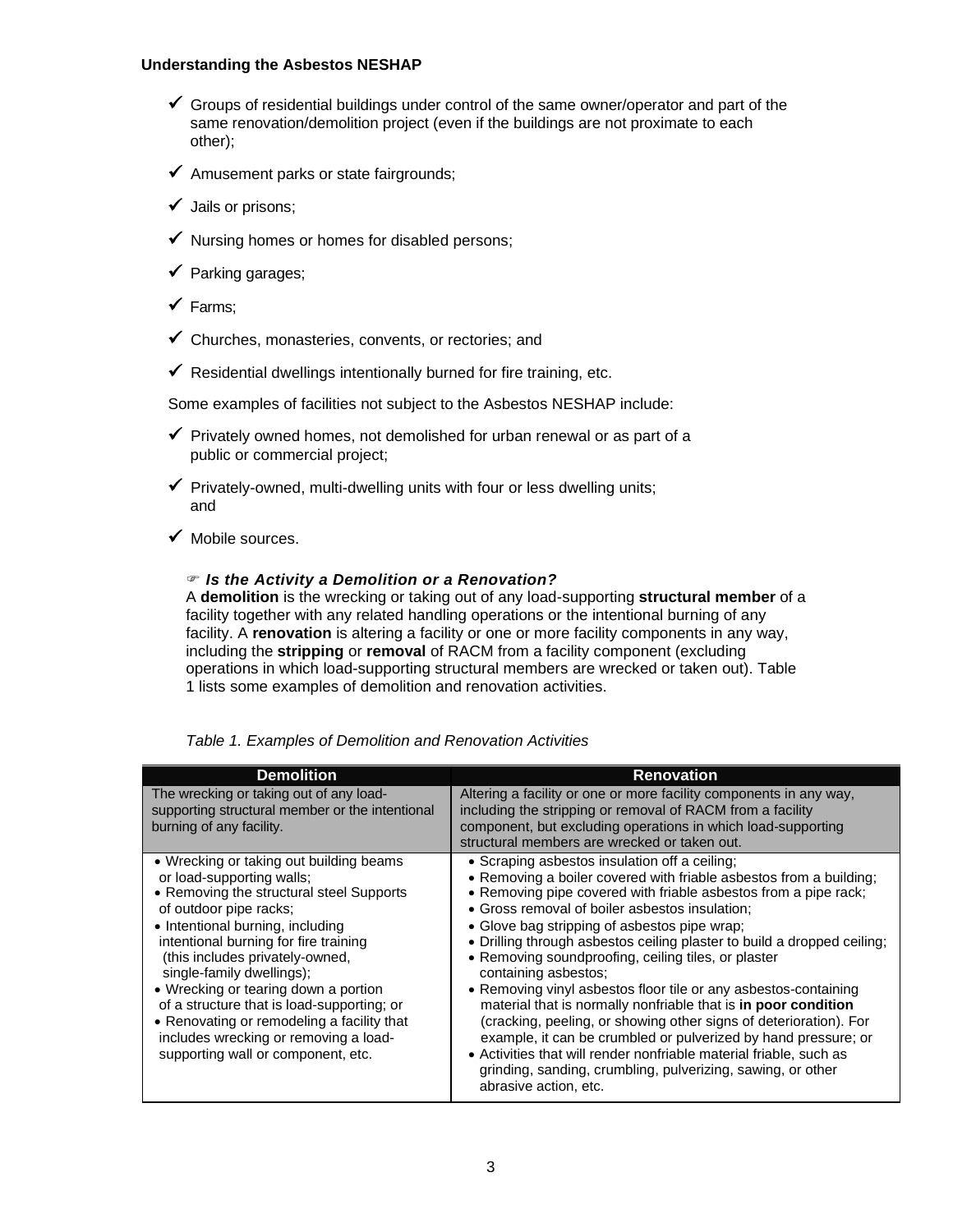- ✓ Groups of residential buildings under control of the same owner/operator and part of the same renovation/demolition project (even if the buildings are not proximate to each other);
- ✓ Amusement parks or state fairgrounds;
- ✓ Jails or prisons;
- ✓ Nursing homes or homes for disabled persons;
- ✓ Parking garages;
- ✓ Farms;
- ✓ Churches, monasteries, convents, or rectories; and
- ✓ Residential dwellings intentionally burned for fire training, etc.

Some examples of facilities not subject to the Asbestos NESHAP include:

- ✓ Privately owned homes, not demolished for urban renewal or as part of a public or commercial project;
- ✓ Privately-owned, multi-dwelling units with four or less dwelling units; and
- ✓ Mobile sources.

☞ ***Is the Activity a Demolition or a Renovation?***

A **demolition** is the wrecking or taking out of any load-supporting **structural member** of a facility together with any related handling operations or the intentional burning of any facility. A **renovation** is altering a facility or one or more facility components in any way, including the **stripping** or **removal** of RACM from a facility component (excluding operations in which load-supporting structural members are wrecked or taken out). Table 1 lists some examples of demolition and renovation activities.

*Table 1. Examples of Demolition and Renovation Activities*

| Demolition | Renovation |
|---|---|
| The wrecking or taking out of any load-supporting structural member or the intentional burning of any facility. | Altering a facility or one or more facility components in any way, including the stripping or removal of RACM from a facility component, but excluding operations in which load-supporting structural members are wrecked or taken out. |
| • Wrecking or taking out building beams or load-supporting walls;<br>• Removing the structural steel Supports of outdoor pipe racks;<br>• Intentional burning, including intentional burning for fire training (this includes privately-owned, single-family dwellings);<br>• Wrecking or tearing down a portion of a structure that is load-supporting; or<br>• Renovating or remodeling a facility that includes wrecking or removing a load-supporting wall or component, etc. | • Scraping asbestos insulation off a ceiling;<br>• Removing a boiler covered with friable asbestos from a building;<br>• Removing pipe covered with friable asbestos from a pipe rack;<br>• Gross removal of boiler asbestos insulation;<br>• Glove bag stripping of asbestos pipe wrap;<br>• Drilling through asbestos ceiling plaster to build a dropped ceiling;<br>• Removing soundproofing, ceiling tiles, or plaster containing asbestos;<br>• Removing vinyl asbestos floor tile or any asbestos-containing material that is normally nonfriable that is **in poor condition** (cracking, peeling, or showing other signs of deterioration). For example, it can be crumbled or pulverized by hand pressure; or<br>• Activities that will render nonfriable material friable, such as grinding, sanding, crumbling, pulverizing, sawing, or other abrasive action, etc. |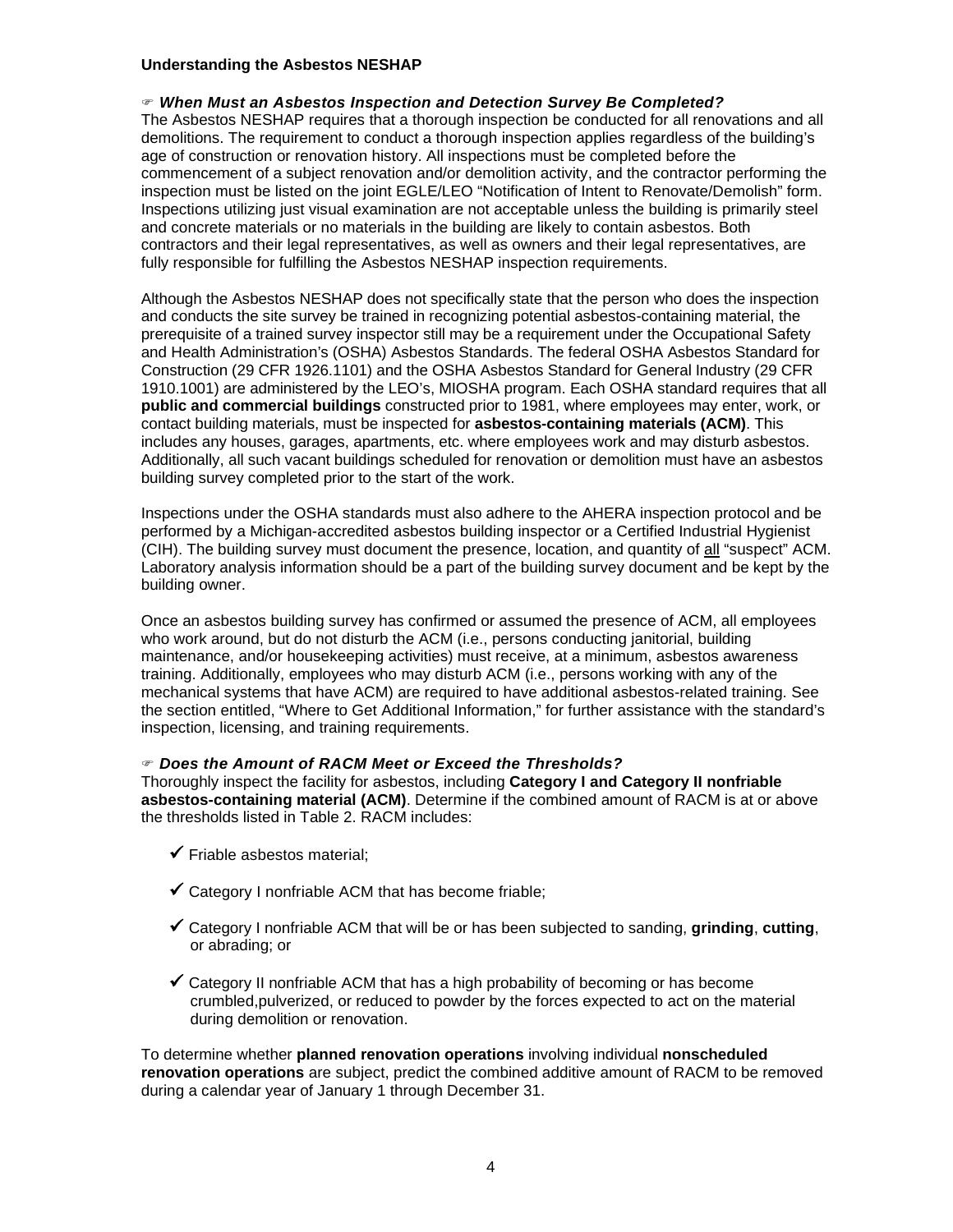**Understanding the Asbestos NESHAP**

☞ ***When Must an Asbestos Inspection and Detection Survey Be Completed?***

The Asbestos NESHAP requires that a thorough inspection be conducted for all renovations and all demolitions. The requirement to conduct a thorough inspection applies regardless of the building's age of construction or renovation history. All inspections must be completed before the commencement of a subject renovation and/or demolition activity, and the contractor performing the inspection must be listed on the joint EGLE/LEO "Notification of Intent to Renovate/Demolish" form. Inspections utilizing just visual examination are not acceptable unless the building is primarily steel and concrete materials or no materials in the building are likely to contain asbestos. Both contractors and their legal representatives, as well as owners and their legal representatives, are fully responsible for fulfilling the Asbestos NESHAP inspection requirements.

Although the Asbestos NESHAP does not specifically state that the person who does the inspection and conducts the site survey be trained in recognizing potential asbestos-containing material, the prerequisite of a trained survey inspector still may be a requirement under the Occupational Safety and Health Administration's (OSHA) Asbestos Standards. The federal OSHA Asbestos Standard for Construction (29 CFR 1926.1101) and the OSHA Asbestos Standard for General Industry (29 CFR 1910.1001) are administered by the LEO's, MIOSHA program. Each OSHA standard requires that all **public and commercial buildings** constructed prior to 1981, where employees may enter, work, or contact building materials, must be inspected for **asbestos-containing materials (ACM)**. This includes any houses, garages, apartments, etc. where employees work and may disturb asbestos. Additionally, all such vacant buildings scheduled for renovation or demolition must have an asbestos building survey completed prior to the start of the work.

Inspections under the OSHA standards must also adhere to the AHERA inspection protocol and be performed by a Michigan-accredited asbestos building inspector or a Certified Industrial Hygienist (CIH). The building survey must document the presence, location, and quantity of <u>all</u> "suspect" ACM. Laboratory analysis information should be a part of the building survey document and be kept by the building owner.

Once an asbestos building survey has confirmed or assumed the presence of ACM, all employees who work around, but do not disturb the ACM (i.e., persons conducting janitorial, building maintenance, and/or housekeeping activities) must receive, at a minimum, asbestos awareness training. Additionally, employees who may disturb ACM (i.e., persons working with any of the mechanical systems that have ACM) are required to have additional asbestos-related training. See the section entitled, "Where to Get Additional Information," for further assistance with the standard's inspection, licensing, and training requirements.

☞ ***Does the Amount of RACM Meet or Exceed the Thresholds?***

Thoroughly inspect the facility for asbestos, including **Category I and Category II nonfriable asbestos-containing material (ACM)**. Determine if the combined amount of RACM is at or above the thresholds listed in Table 2. RACM includes:

- ✓ Friable asbestos material;
- ✓ Category I nonfriable ACM that has become friable;
- ✓ Category I nonfriable ACM that will be or has been subjected to sanding, **grinding**, **cutting**, or abrading; or
- ✓ Category II nonfriable ACM that has a high probability of becoming or has become crumbled,pulverized, or reduced to powder by the forces expected to act on the material during demolition or renovation.

To determine whether **planned renovation operations** involving individual **nonscheduled renovation operations** are subject, predict the combined additive amount of RACM to be removed during a calendar year of January 1 through December 31.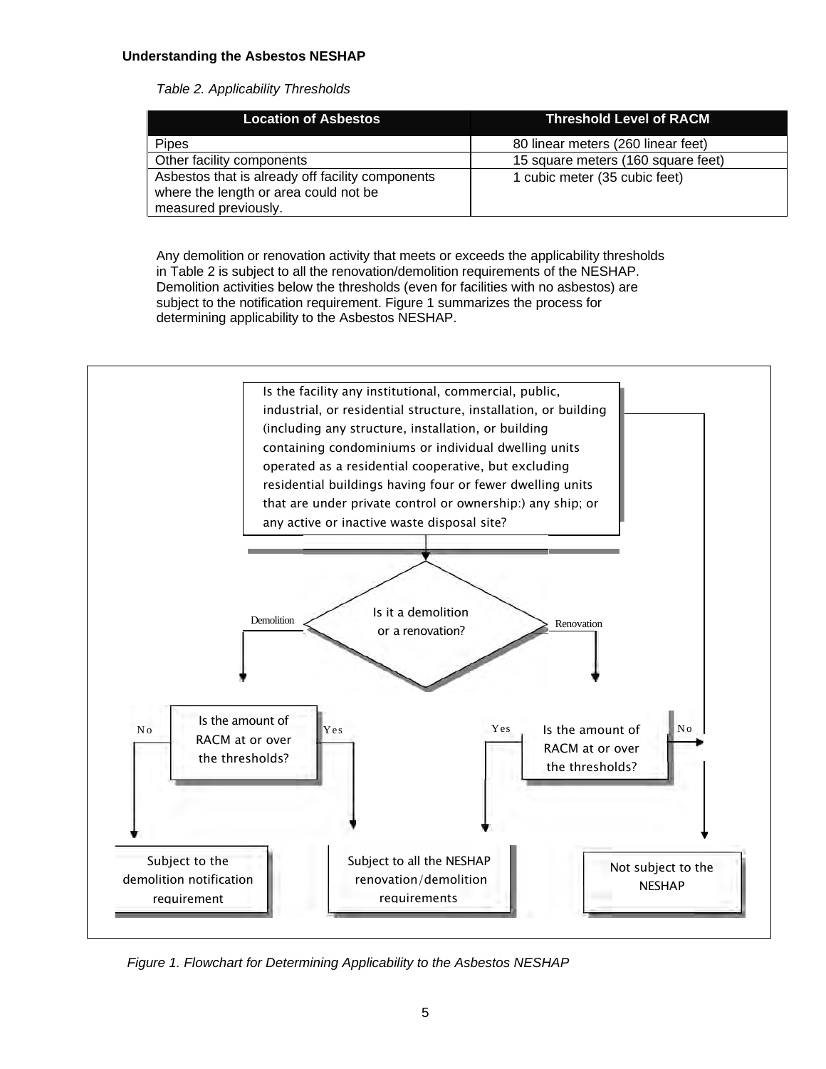**Understanding the Asbestos NESHAP**

*Table 2. Applicability Thresholds*

| Location of Asbestos | Threshold Level of RACM |
|---|---|
| Pipes | 80 linear meters (260 linear feet) |
| Other facility components | 15 square meters (160 square feet) |
| Asbestos that is already off facility components where the length or area could not be measured previously. | 1 cubic meter (35 cubic feet) |

Any demolition or renovation activity that meets or exceeds the applicability thresholds in Table 2 is subject to all the renovation/demolition requirements of the NESHAP. Demolition activities below the thresholds (even for facilities with no asbestos) are subject to the notification requirement. Figure 1 summarizes the process for determining applicability to the Asbestos NESHAP.

Is the facility any institutional, commercial, public, industrial, or residential structure, installation, or building (including any structure, installation, or building containing condominiums or individual dwelling units operated as a residential cooperative, but excluding residential buildings having four or fewer dwelling units that are under private control or ownership:) any ship; or any active or inactive waste disposal site?

- No → Not subject to the NESHAP
- Yes → Is it a demolition or a renovation?
  - Demolition → Is the amount of RACM at or over the thresholds?
    - No → Subject to the demolition notification requirement
    - Yes → Subject to all the NESHAP renovation/demolition requirements
  - Renovation → Is the amount of RACM at or over the thresholds?
    - Yes → Subject to all the NESHAP renovation/demolition requirements
    - No → Not subject to the NESHAP

*Figure 1. Flowchart for Determining Applicability to the Asbestos NESHAP*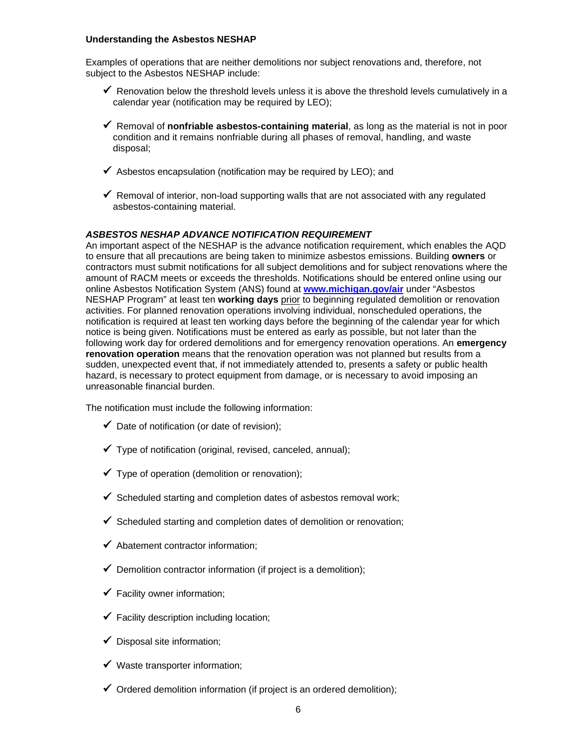**Understanding the Asbestos NESHAP**

Examples of operations that are neither demolitions nor subject renovations and, therefore, not subject to the Asbestos NESHAP include:

- ✓ Renovation below the threshold levels unless it is above the threshold levels cumulatively in a calendar year (notification may be required by LEO);
- ✓ Removal of **nonfriable asbestos-containing material**, as long as the material is not in poor condition and it remains nonfriable during all phases of removal, handling, and waste disposal;
- ✓ Asbestos encapsulation (notification may be required by LEO); and
- ✓ Removal of interior, non-load supporting walls that are not associated with any regulated asbestos-containing material.

***ASBESTOS NESHAP ADVANCE NOTIFICATION REQUIREMENT***

An important aspect of the NESHAP is the advance notification requirement, which enables the AQD to ensure that all precautions are being taken to minimize asbestos emissions. Building **owners** or contractors must submit notifications for all subject demolitions and for subject renovations where the amount of RACM meets or exceeds the thresholds. Notifications should be entered online using our online Asbestos Notification System (ANS) found at **[www.michigan.gov/air](www.michigan.gov/air)** under "Asbestos NESHAP Program" at least ten **working days** prior to beginning regulated demolition or renovation activities. For planned renovation operations involving individual, nonscheduled operations, the notification is required at least ten working days before the beginning of the calendar year for which notice is being given. Notifications must be entered as early as possible, but not later than the following work day for ordered demolitions and for emergency renovation operations. An **emergency renovation operation** means that the renovation operation was not planned but results from a sudden, unexpected event that, if not immediately attended to, presents a safety or public health hazard, is necessary to protect equipment from damage, or is necessary to avoid imposing an unreasonable financial burden.

The notification must include the following information:

- ✓ Date of notification (or date of revision);
- ✓ Type of notification (original, revised, canceled, annual);
- ✓ Type of operation (demolition or renovation);
- ✓ Scheduled starting and completion dates of asbestos removal work;
- ✓ Scheduled starting and completion dates of demolition or renovation;
- ✓ Abatement contractor information;
- ✓ Demolition contractor information (if project is a demolition);
- ✓ Facility owner information;
- ✓ Facility description including location;
- ✓ Disposal site information;
- ✓ Waste transporter information;
- ✓ Ordered demolition information (if project is an ordered demolition);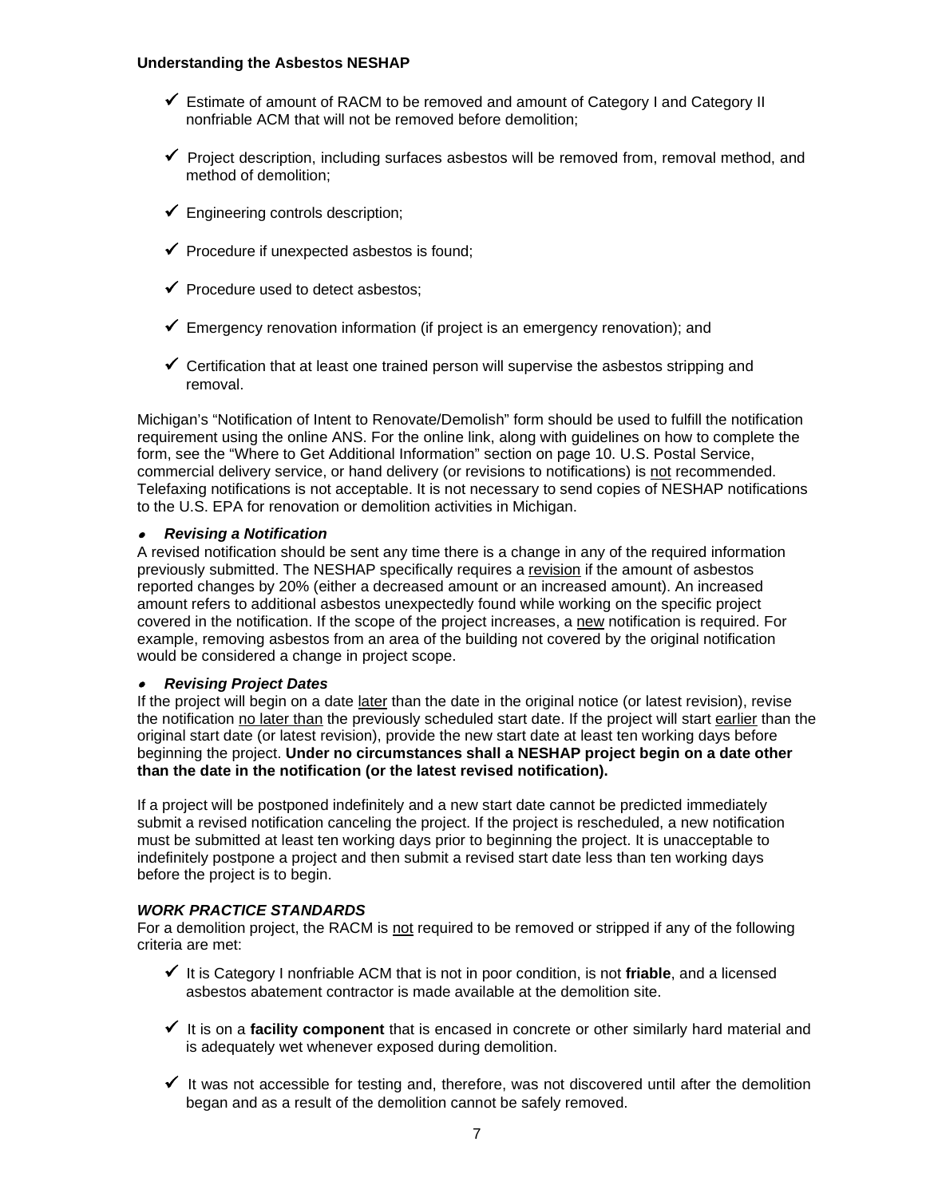**Understanding the Asbestos NESHAP**

- ✓ Estimate of amount of RACM to be removed and amount of Category I and Category II nonfriable ACM that will not be removed before demolition;
- ✓ Project description, including surfaces asbestos will be removed from, removal method, and method of demolition;
- ✓ Engineering controls description;
- ✓ Procedure if unexpected asbestos is found;
- ✓ Procedure used to detect asbestos;
- ✓ Emergency renovation information (if project is an emergency renovation); and
- ✓ Certification that at least one trained person will supervise the asbestos stripping and removal.

Michigan's "Notification of Intent to Renovate/Demolish" form should be used to fulfill the notification requirement using the online ANS. For the online link, along with guidelines on how to complete the form, see the "Where to Get Additional Information" section on page 10. U.S. Postal Service, commercial delivery service, or hand delivery (or revisions to notifications) is not recommended. Telefaxing notifications is not acceptable. It is not necessary to send copies of NESHAP notifications to the U.S. EPA for renovation or demolition activities in Michigan.

- ***Revising a Notification***

A revised notification should be sent any time there is a change in any of the required information previously submitted. The NESHAP specifically requires a revision if the amount of asbestos reported changes by 20% (either a decreased amount or an increased amount). An increased amount refers to additional asbestos unexpectedly found while working on the specific project covered in the notification. If the scope of the project increases, a new notification is required. For example, removing asbestos from an area of the building not covered by the original notification would be considered a change in project scope.

- ***Revising Project Dates***

If the project will begin on a date later than the date in the original notice (or latest revision), revise the notification no later than the previously scheduled start date. If the project will start earlier than the original start date (or latest revision), provide the new start date at least ten working days before beginning the project. **Under no circumstances shall a NESHAP project begin on a date other than the date in the notification (or the latest revised notification).**

If a project will be postponed indefinitely and a new start date cannot be predicted immediately submit a revised notification canceling the project. If the project is rescheduled, a new notification must be submitted at least ten working days prior to beginning the project. It is unacceptable to indefinitely postpone a project and then submit a revised start date less than ten working days before the project is to begin.

***WORK PRACTICE STANDARDS***

For a demolition project, the RACM is not required to be removed or stripped if any of the following criteria are met:

- ✓ It is Category I nonfriable ACM that is not in poor condition, is not **friable**, and a licensed asbestos abatement contractor is made available at the demolition site.
- ✓ It is on a **facility component** that is encased in concrete or other similarly hard material and is adequately wet whenever exposed during demolition.
- ✓ It was not accessible for testing and, therefore, was not discovered until after the demolition began and as a result of the demolition cannot be safely removed.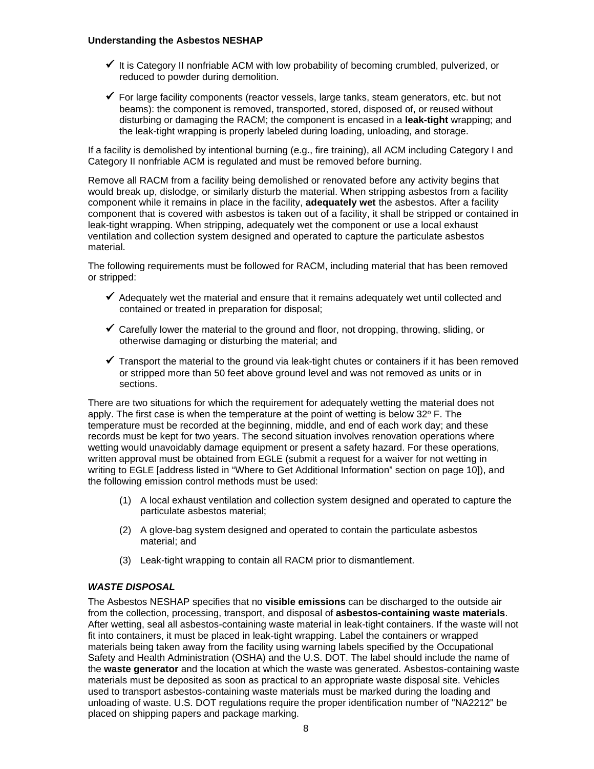- ✓ It is Category II nonfriable ACM with low probability of becoming crumbled, pulverized, or reduced to powder during demolition.
- ✓ For large facility components (reactor vessels, large tanks, steam generators, etc. but not beams): the component is removed, transported, stored, disposed of, or reused without disturbing or damaging the RACM; the component is encased in a **leak-tight** wrapping; and the leak-tight wrapping is properly labeled during loading, unloading, and storage.

If a facility is demolished by intentional burning (e.g., fire training), all ACM including Category I and Category II nonfriable ACM is regulated and must be removed before burning.

Remove all RACM from a facility being demolished or renovated before any activity begins that would break up, dislodge, or similarly disturb the material. When stripping asbestos from a facility component while it remains in place in the facility, **adequately wet** the asbestos. After a facility component that is covered with asbestos is taken out of a facility, it shall be stripped or contained in leak-tight wrapping. When stripping, adequately wet the component or use a local exhaust ventilation and collection system designed and operated to capture the particulate asbestos material.

The following requirements must be followed for RACM, including material that has been removed or stripped:

- ✓ Adequately wet the material and ensure that it remains adequately wet until collected and contained or treated in preparation for disposal;
- ✓ Carefully lower the material to the ground and floor, not dropping, throwing, sliding, or otherwise damaging or disturbing the material; and
- ✓ Transport the material to the ground via leak-tight chutes or containers if it has been removed or stripped more than 50 feet above ground level and was not removed as units or in sections.

There are two situations for which the requirement for adequately wetting the material does not apply. The first case is when the temperature at the point of wetting is below 32° F. The temperature must be recorded at the beginning, middle, and end of each work day; and these records must be kept for two years. The second situation involves renovation operations where wetting would unavoidably damage equipment or present a safety hazard. For these operations, written approval must be obtained from EGLE (submit a request for a waiver for not wetting in writing to EGLE [address listed in "Where to Get Additional Information" section on page 10]), and the following emission control methods must be used:

(1) A local exhaust ventilation and collection system designed and operated to capture the particulate asbestos material;

(2) A glove-bag system designed and operated to contain the particulate asbestos material; and

(3) Leak-tight wrapping to contain all RACM prior to dismantlement.

### *WASTE DISPOSAL*

The Asbestos NESHAP specifies that no **visible emissions** can be discharged to the outside air from the collection, processing, transport, and disposal of **asbestos-containing waste materials**. After wetting, seal all asbestos-containing waste material in leak-tight containers. If the waste will not fit into containers, it must be placed in leak-tight wrapping. Label the containers or wrapped materials being taken away from the facility using warning labels specified by the Occupational Safety and Health Administration (OSHA) and the U.S. DOT. The label should include the name of the **waste generator** and the location at which the waste was generated. Asbestos-containing waste materials must be deposited as soon as practical to an appropriate waste disposal site. Vehicles used to transport asbestos-containing waste materials must be marked during the loading and unloading of waste. U.S. DOT regulations require the proper identification number of "NA2212" be placed on shipping papers and package marking.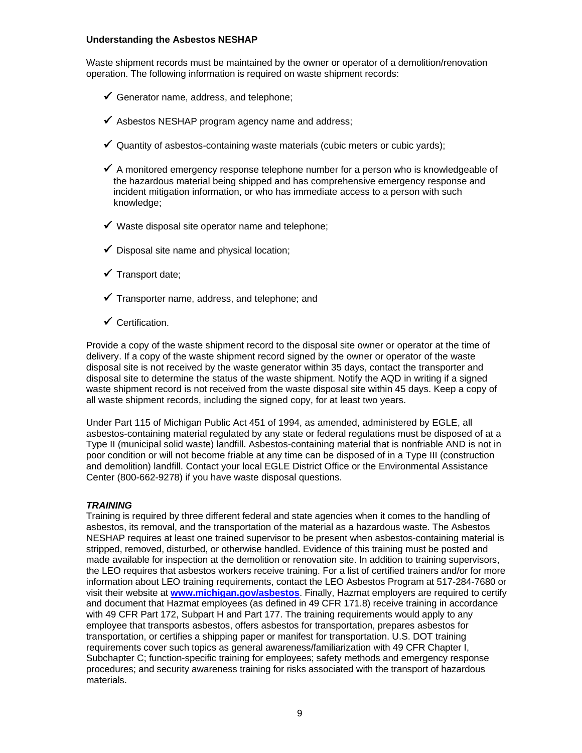**Understanding the Asbestos NESHAP**

Waste shipment records must be maintained by the owner or operator of a demolition/renovation operation. The following information is required on waste shipment records:

- ✓ Generator name, address, and telephone;
- ✓ Asbestos NESHAP program agency name and address;
- ✓ Quantity of asbestos-containing waste materials (cubic meters or cubic yards);
- ✓ A monitored emergency response telephone number for a person who is knowledgeable of the hazardous material being shipped and has comprehensive emergency response and incident mitigation information, or who has immediate access to a person with such knowledge;
- ✓ Waste disposal site operator name and telephone;
- ✓ Disposal site name and physical location;
- ✓ Transport date;
- ✓ Transporter name, address, and telephone; and
- ✓ Certification.

Provide a copy of the waste shipment record to the disposal site owner or operator at the time of delivery. If a copy of the waste shipment record signed by the owner or operator of the waste disposal site is not received by the waste generator within 35 days, contact the transporter and disposal site to determine the status of the waste shipment. Notify the AQD in writing if a signed waste shipment record is not received from the waste disposal site within 45 days. Keep a copy of all waste shipment records, including the signed copy, for at least two years.

Under Part 115 of Michigan Public Act 451 of 1994, as amended, administered by EGLE, all asbestos-containing material regulated by any state or federal regulations must be disposed of at a Type II (municipal solid waste) landfill. Asbestos-containing material that is nonfriable AND is not in poor condition or will not become friable at any time can be disposed of in a Type III (construction and demolition) landfill. Contact your local EGLE District Office or the Environmental Assistance Center (800-662-9278) if you have waste disposal questions.

***TRAINING***

Training is required by three different federal and state agencies when it comes to the handling of asbestos, its removal, and the transportation of the material as a hazardous waste. The Asbestos NESHAP requires at least one trained supervisor to be present when asbestos-containing material is stripped, removed, disturbed, or otherwise handled. Evidence of this training must be posted and made available for inspection at the demolition or renovation site. In addition to training supervisors, the LEO requires that asbestos workers receive training. For a list of certified trainers and/or for more information about LEO training requirements, contact the LEO Asbestos Program at 517-284-7680 or visit their website at **www.michigan.gov/asbestos**. Finally, Hazmat employers are required to certify and document that Hazmat employees (as defined in 49 CFR 171.8) receive training in accordance with 49 CFR Part 172, Subpart H and Part 177. The training requirements would apply to any employee that transports asbestos, offers asbestos for transportation, prepares asbestos for transportation, or certifies a shipping paper or manifest for transportation. U.S. DOT training requirements cover such topics as general awareness/familiarization with 49 CFR Chapter I, Subchapter C; function-specific training for employees; safety methods and emergency response procedures; and security awareness training for risks associated with the transport of hazardous materials.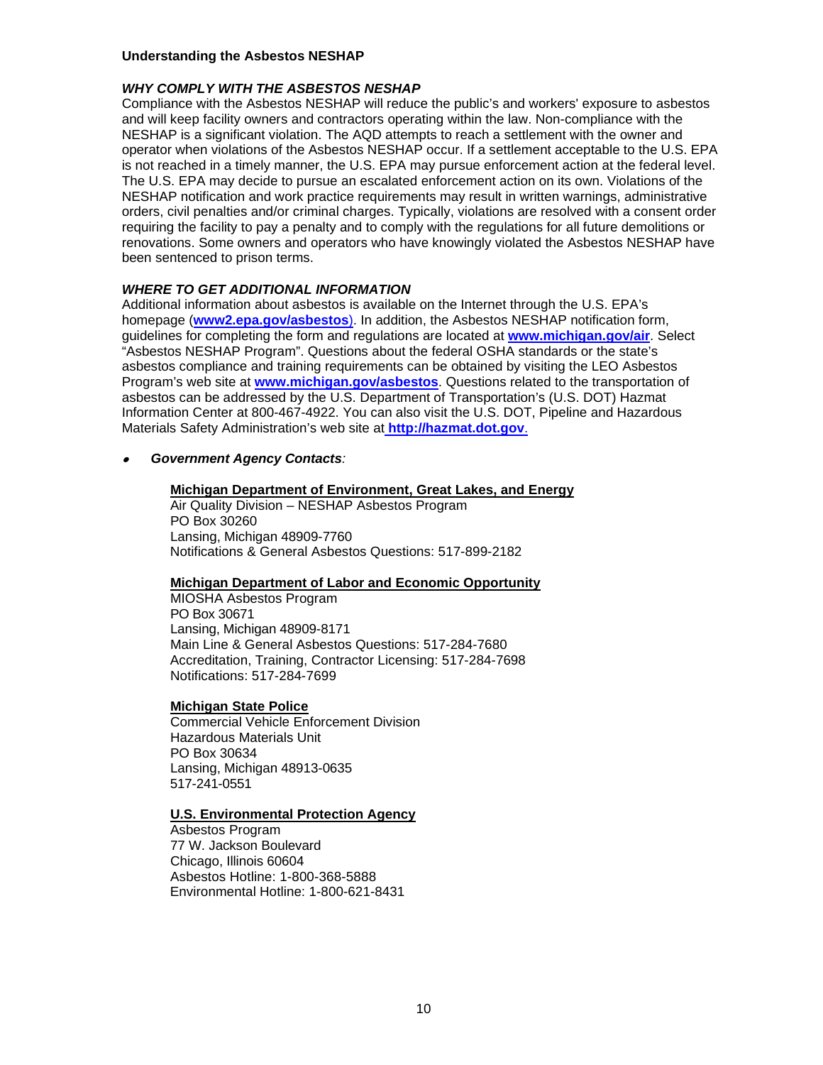**Understanding the Asbestos NESHAP**

***WHY COMPLY WITH THE ASBESTOS NESHAP***

Compliance with the Asbestos NESHAP will reduce the public's and workers' exposure to asbestos and will keep facility owners and contractors operating within the law. Non-compliance with the NESHAP is a significant violation. The AQD attempts to reach a settlement with the owner and operator when violations of the Asbestos NESHAP occur. If a settlement acceptable to the U.S. EPA is not reached in a timely manner, the U.S. EPA may pursue enforcement action at the federal level. The U.S. EPA may decide to pursue an escalated enforcement action on its own. Violations of the NESHAP notification and work practice requirements may result in written warnings, administrative orders, civil penalties and/or criminal charges. Typically, violations are resolved with a consent order requiring the facility to pay a penalty and to comply with the regulations for all future demolitions or renovations. Some owners and operators who have knowingly violated the Asbestos NESHAP have been sentenced to prison terms.

***WHERE TO GET ADDITIONAL INFORMATION***

Additional information about asbestos is available on the Internet through the U.S. EPA's homepage (**www2.epa.gov/asbestos**). In addition, the Asbestos NESHAP notification form, guidelines for completing the form and regulations are located at **www.michigan.gov/air**. Select "Asbestos NESHAP Program". Questions about the federal OSHA standards or the state's asbestos compliance and training requirements can be obtained by visiting the LEO Asbestos Program's web site at **www.michigan.gov/asbestos**. Questions related to the transportation of asbestos can be addressed by the U.S. Department of Transportation's (U.S. DOT) Hazmat Information Center at 800-467-4922. You can also visit the U.S. DOT, Pipeline and Hazardous Materials Safety Administration's web site at **http://hazmat.dot.gov**.

- ***Government Agency Contacts****:*

**Michigan Department of Environment, Great Lakes, and Energy**
Air Quality Division – NESHAP Asbestos Program
PO Box 30260
Lansing, Michigan 48909-7760
Notifications & General Asbestos Questions: 517-899-2182

**Michigan Department of Labor and Economic Opportunity**
MIOSHA Asbestos Program
PO Box 30671
Lansing, Michigan 48909-8171
Main Line & General Asbestos Questions: 517-284-7680
Accreditation, Training, Contractor Licensing: 517-284-7698
Notifications: 517-284-7699

**Michigan State Police**
Commercial Vehicle Enforcement Division
Hazardous Materials Unit
PO Box 30634
Lansing, Michigan 48913-0635
517-241-0551

**U.S. Environmental Protection Agency**
Asbestos Program
77 W. Jackson Boulevard
Chicago, Illinois 60604
Asbestos Hotline: 1-800-368-5888
Environmental Hotline: 1-800-621-8431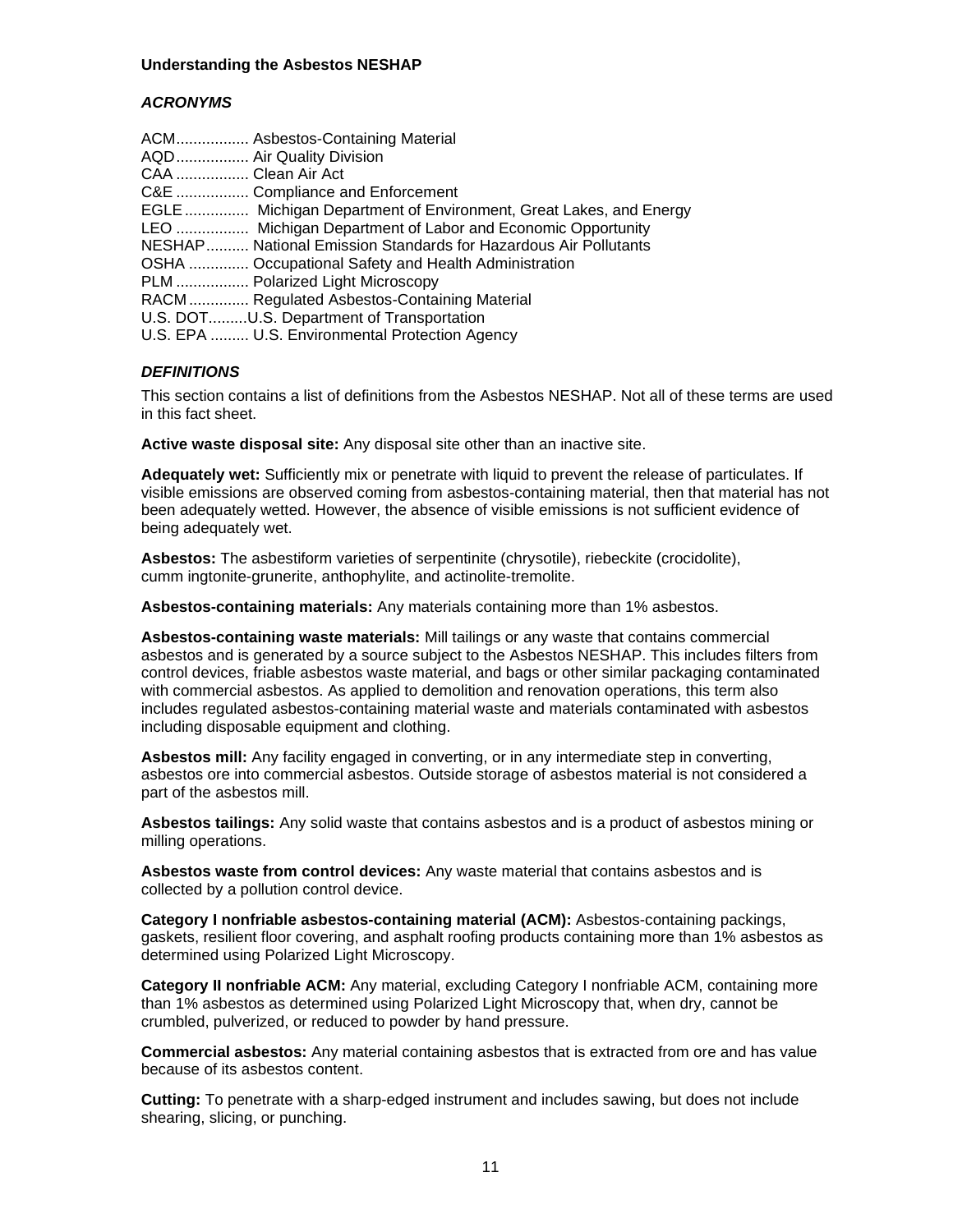**Understanding the Asbestos NESHAP**

### *ACRONYMS*

ACM................. Asbestos-Containing Material
AQD................. Air Quality Division
CAA ................. Clean Air Act
C&E ................. Compliance and Enforcement
EGLE............... Michigan Department of Environment, Great Lakes, and Energy
LEO ................. Michigan Department of Labor and Economic Opportunity
NESHAP.......... National Emission Standards for Hazardous Air Pollutants
OSHA .............. Occupational Safety and Health Administration
PLM ................. Polarized Light Microscopy
RACM.............. Regulated Asbestos-Containing Material
U.S. DOT.........U.S. Department of Transportation
U.S. EPA ......... U.S. Environmental Protection Agency

### *DEFINITIONS*

This section contains a list of definitions from the Asbestos NESHAP. Not all of these terms are used in this fact sheet.

**Active waste disposal site:** Any disposal site other than an inactive site.

**Adequately wet:** Sufficiently mix or penetrate with liquid to prevent the release of particulates. If visible emissions are observed coming from asbestos-containing material, then that material has not been adequately wetted. However, the absence of visible emissions is not sufficient evidence of being adequately wet.

**Asbestos:** The asbestiform varieties of serpentinite (chrysotile), riebeckite (crocidolite), cumm ingtonite-grunerite, anthophylite, and actinolite-tremolite.

**Asbestos-containing materials:** Any materials containing more than 1% asbestos.

**Asbestos-containing waste materials:** Mill tailings or any waste that contains commercial asbestos and is generated by a source subject to the Asbestos NESHAP. This includes filters from control devices, friable asbestos waste material, and bags or other similar packaging contaminated with commercial asbestos. As applied to demolition and renovation operations, this term also includes regulated asbestos-containing material waste and materials contaminated with asbestos including disposable equipment and clothing.

**Asbestos mill:** Any facility engaged in converting, or in any intermediate step in converting, asbestos ore into commercial asbestos. Outside storage of asbestos material is not considered a part of the asbestos mill.

**Asbestos tailings:** Any solid waste that contains asbestos and is a product of asbestos mining or milling operations.

**Asbestos waste from control devices:** Any waste material that contains asbestos and is collected by a pollution control device.

**Category I nonfriable asbestos-containing material (ACM):** Asbestos-containing packings, gaskets, resilient floor covering, and asphalt roofing products containing more than 1% asbestos as determined using Polarized Light Microscopy.

**Category II nonfriable ACM:** Any material, excluding Category I nonfriable ACM, containing more than 1% asbestos as determined using Polarized Light Microscopy that, when dry, cannot be crumbled, pulverized, or reduced to powder by hand pressure.

**Commercial asbestos:** Any material containing asbestos that is extracted from ore and has value because of its asbestos content.

**Cutting:** To penetrate with a sharp-edged instrument and includes sawing, but does not include shearing, slicing, or punching.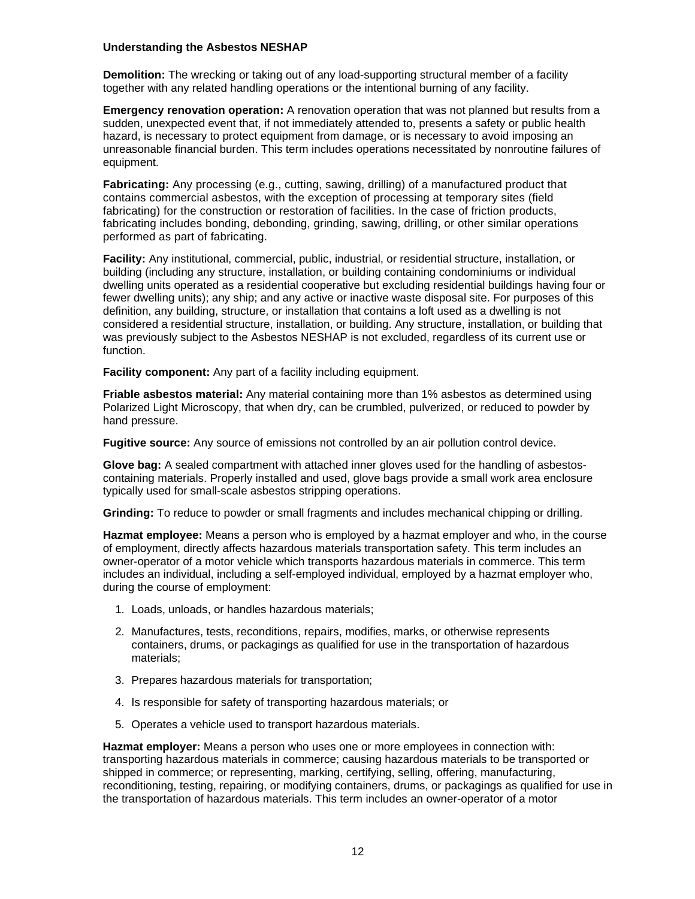**Demolition:** The wrecking or taking out of any load-supporting structural member of a facility together with any related handling operations or the intentional burning of any facility.

**Emergency renovation operation:** A renovation operation that was not planned but results from a sudden, unexpected event that, if not immediately attended to, presents a safety or public health hazard, is necessary to protect equipment from damage, or is necessary to avoid imposing an unreasonable financial burden. This term includes operations necessitated by nonroutine failures of equipment.

**Fabricating:** Any processing (e.g., cutting, sawing, drilling) of a manufactured product that contains commercial asbestos, with the exception of processing at temporary sites (field fabricating) for the construction or restoration of facilities. In the case of friction products, fabricating includes bonding, debonding, grinding, sawing, drilling, or other similar operations performed as part of fabricating.

**Facility:** Any institutional, commercial, public, industrial, or residential structure, installation, or building (including any structure, installation, or building containing condominiums or individual dwelling units operated as a residential cooperative but excluding residential buildings having four or fewer dwelling units); any ship; and any active or inactive waste disposal site. For purposes of this definition, any building, structure, or installation that contains a loft used as a dwelling is not considered a residential structure, installation, or building. Any structure, installation, or building that was previously subject to the Asbestos NESHAP is not excluded, regardless of its current use or function.

**Facility component:** Any part of a facility including equipment.

**Friable asbestos material:** Any material containing more than 1% asbestos as determined using Polarized Light Microscopy, that when dry, can be crumbled, pulverized, or reduced to powder by hand pressure.

**Fugitive source:** Any source of emissions not controlled by an air pollution control device.

**Glove bag:** A sealed compartment with attached inner gloves used for the handling of asbestos-containing materials. Properly installed and used, glove bags provide a small work area enclosure typically used for small-scale asbestos stripping operations.

**Grinding:** To reduce to powder or small fragments and includes mechanical chipping or drilling.

**Hazmat employee:** Means a person who is employed by a hazmat employer and who, in the course of employment, directly affects hazardous materials transportation safety. This term includes an owner-operator of a motor vehicle which transports hazardous materials in commerce. This term includes an individual, including a self-employed individual, employed by a hazmat employer who, during the course of employment:

1. Loads, unloads, or handles hazardous materials;
2. Manufactures, tests, reconditions, repairs, modifies, marks, or otherwise represents containers, drums, or packagings as qualified for use in the transportation of hazardous materials;
3. Prepares hazardous materials for transportation;
4. Is responsible for safety of transporting hazardous materials; or
5. Operates a vehicle used to transport hazardous materials.

**Hazmat employer:** Means a person who uses one or more employees in connection with: transporting hazardous materials in commerce; causing hazardous materials to be transported or shipped in commerce; or representing, marking, certifying, selling, offering, manufacturing, reconditioning, testing, repairing, or modifying containers, drums, or packagings as qualified for use in the transportation of hazardous materials. This term includes an owner-operator of a motor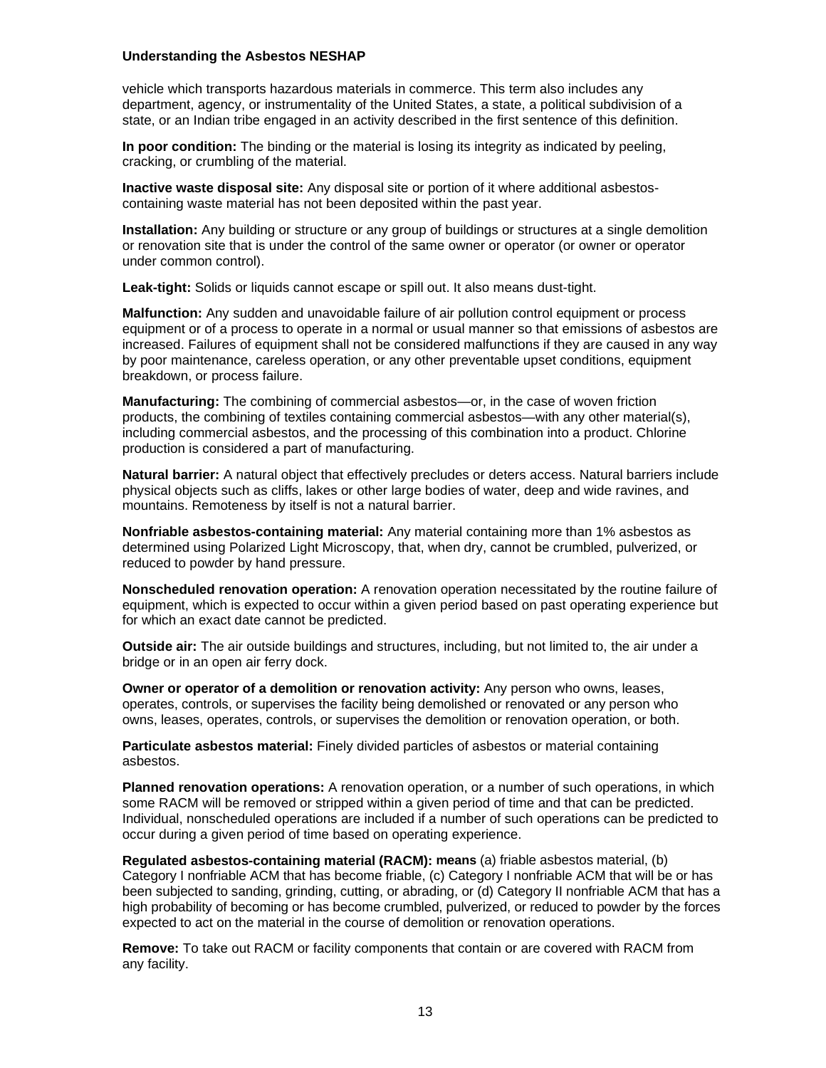vehicle which transports hazardous materials in commerce. This term also includes any department, agency, or instrumentality of the United States, a state, a political subdivision of a state, or an Indian tribe engaged in an activity described in the first sentence of this definition.

**In poor condition:** The binding or the material is losing its integrity as indicated by peeling, cracking, or crumbling of the material.

**Inactive waste disposal site:** Any disposal site or portion of it where additional asbestos-containing waste material has not been deposited within the past year.

**Installation:** Any building or structure or any group of buildings or structures at a single demolition or renovation site that is under the control of the same owner or operator (or owner or operator under common control).

**Leak-tight:** Solids or liquids cannot escape or spill out. It also means dust-tight.

**Malfunction:** Any sudden and unavoidable failure of air pollution control equipment or process equipment or of a process to operate in a normal or usual manner so that emissions of asbestos are increased. Failures of equipment shall not be considered malfunctions if they are caused in any way by poor maintenance, careless operation, or any other preventable upset conditions, equipment breakdown, or process failure.

**Manufacturing:** The combining of commercial asbestos—or, in the case of woven friction products, the combining of textiles containing commercial asbestos—with any other material(s), including commercial asbestos, and the processing of this combination into a product. Chlorine production is considered a part of manufacturing.

**Natural barrier:** A natural object that effectively precludes or deters access. Natural barriers include physical objects such as cliffs, lakes or other large bodies of water, deep and wide ravines, and mountains. Remoteness by itself is not a natural barrier.

**Nonfriable asbestos-containing material:** Any material containing more than 1% asbestos as determined using Polarized Light Microscopy, that, when dry, cannot be crumbled, pulverized, or reduced to powder by hand pressure.

**Nonscheduled renovation operation:** A renovation operation necessitated by the routine failure of equipment, which is expected to occur within a given period based on past operating experience but for which an exact date cannot be predicted.

**Outside air:** The air outside buildings and structures, including, but not limited to, the air under a bridge or in an open air ferry dock.

**Owner or operator of a demolition or renovation activity:** Any person who owns, leases, operates, controls, or supervises the facility being demolished or renovated or any person who owns, leases, operates, controls, or supervises the demolition or renovation operation, or both.

**Particulate asbestos material:** Finely divided particles of asbestos or material containing asbestos.

**Planned renovation operations:** A renovation operation, or a number of such operations, in which some RACM will be removed or stripped within a given period of time and that can be predicted. Individual, nonscheduled operations are included if a number of such operations can be predicted to occur during a given period of time based on operating experience.

**Regulated asbestos-containing material (RACM): means** (a) friable asbestos material, (b) Category I nonfriable ACM that has become friable, (c) Category I nonfriable ACM that will be or has been subjected to sanding, grinding, cutting, or abrading, or (d) Category II nonfriable ACM that has a high probability of becoming or has become crumbled, pulverized, or reduced to powder by the forces expected to act on the material in the course of demolition or renovation operations.

**Remove:** To take out RACM or facility components that contain or are covered with RACM from any facility.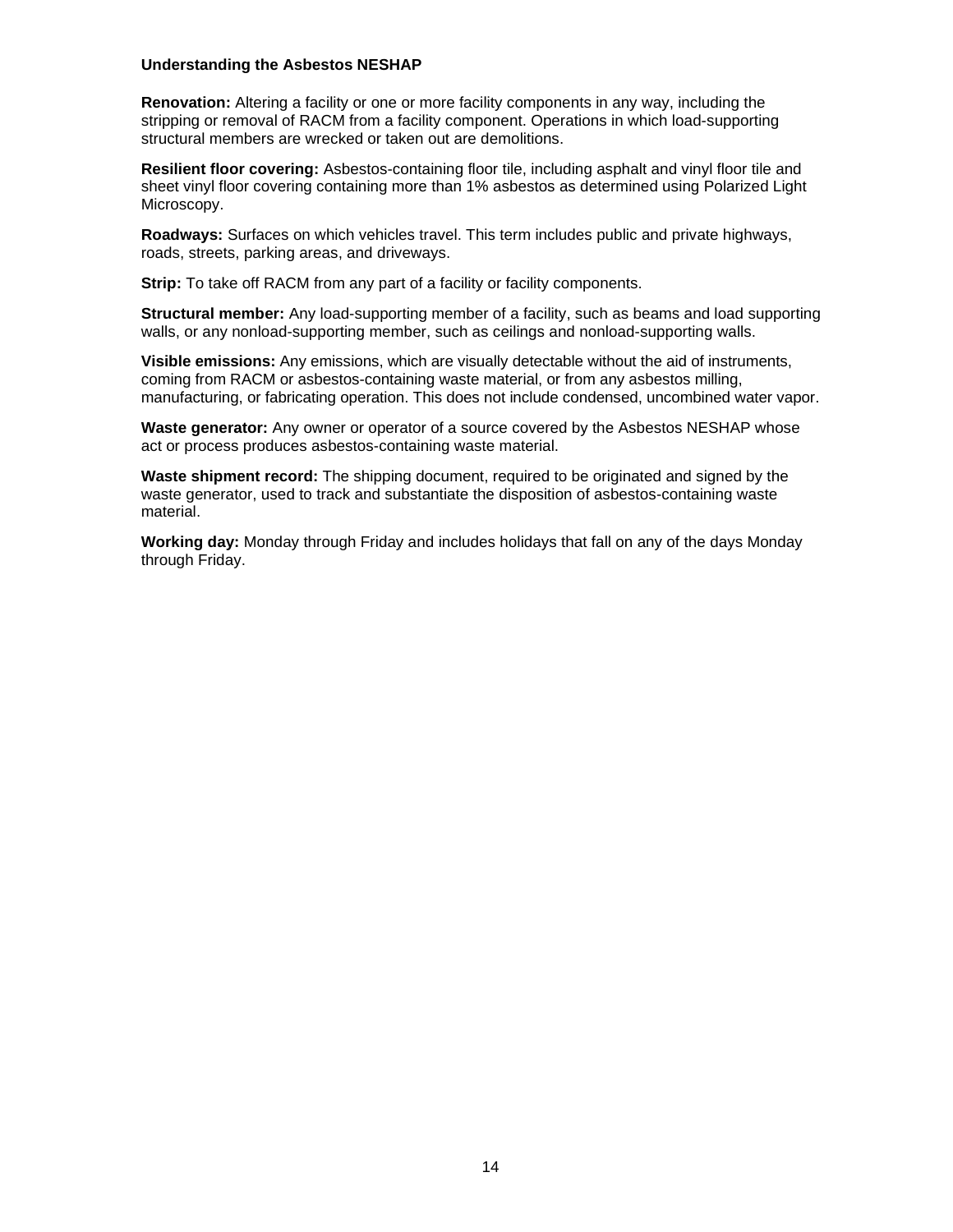**Renovation:** Altering a facility or one or more facility components in any way, including the stripping or removal of RACM from a facility component. Operations in which load-supporting structural members are wrecked or taken out are demolitions.

**Resilient floor covering:** Asbestos-containing floor tile, including asphalt and vinyl floor tile and sheet vinyl floor covering containing more than 1% asbestos as determined using Polarized Light Microscopy.

**Roadways:** Surfaces on which vehicles travel. This term includes public and private highways, roads, streets, parking areas, and driveways.

**Strip:** To take off RACM from any part of a facility or facility components.

**Structural member:** Any load-supporting member of a facility, such as beams and load supporting walls, or any nonload-supporting member, such as ceilings and nonload-supporting walls.

**Visible emissions:** Any emissions, which are visually detectable without the aid of instruments, coming from RACM or asbestos-containing waste material, or from any asbestos milling, manufacturing, or fabricating operation. This does not include condensed, uncombined water vapor.

**Waste generator:** Any owner or operator of a source covered by the Asbestos NESHAP whose act or process produces asbestos-containing waste material.

**Waste shipment record:** The shipping document, required to be originated and signed by the waste generator, used to track and substantiate the disposition of asbestos-containing waste material.

**Working day:** Monday through Friday and includes holidays that fall on any of the days Monday through Friday.